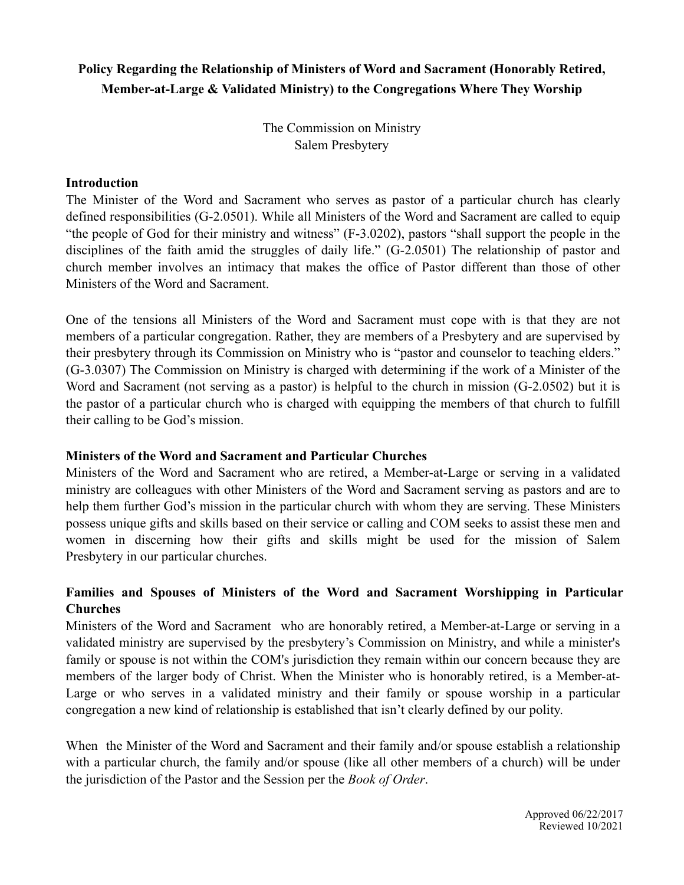# Policy Regarding the Relationship of Ministers of Word and Sacrament (Honorably Retired, Member-at-Large & Validated Ministry) to the Congregations Where They Worship

The Commission on Ministry
Salem Presbytery

## Introduction

The Minister of the Word and Sacrament who serves as pastor of a particular church has clearly defined responsibilities (G-2.0501). While all Ministers of the Word and Sacrament are called to equip "the people of God for their ministry and witness" (F-3.0202), pastors "shall support the people in the disciplines of the faith amid the struggles of daily life." (G-2.0501) The relationship of pastor and church member involves an intimacy that makes the office of Pastor different than those of other Ministers of the Word and Sacrament.

One of the tensions all Ministers of the Word and Sacrament must cope with is that they are not members of a particular congregation. Rather, they are members of a Presbytery and are supervised by their presbytery through its Commission on Ministry who is "pastor and counselor to teaching elders." (G-3.0307) The Commission on Ministry is charged with determining if the work of a Minister of the Word and Sacrament (not serving as a pastor) is helpful to the church in mission (G-2.0502) but it is the pastor of a particular church who is charged with equipping the members of that church to fulfill their calling to be God's mission.

## Ministers of the Word and Sacrament and Particular Churches

Ministers of the Word and Sacrament who are retired, a Member-at-Large or serving in a validated ministry are colleagues with other Ministers of the Word and Sacrament serving as pastors and are to help them further God's mission in the particular church with whom they are serving. These Ministers possess unique gifts and skills based on their service or calling and COM seeks to assist these men and women in discerning how their gifts and skills might be used for the mission of Salem Presbytery in our particular churches.

## Families and Spouses of Ministers of the Word and Sacrament Worshipping in Particular Churches

Ministers of the Word and Sacrament who are honorably retired, a Member-at-Large or serving in a validated ministry are supervised by the presbytery's Commission on Ministry, and while a minister's family or spouse is not within the COM's jurisdiction they remain within our concern because they are members of the larger body of Christ. When the Minister who is honorably retired, is a Member-at-Large or who serves in a validated ministry and their family or spouse worship in a particular congregation a new kind of relationship is established that isn't clearly defined by our polity.

When the Minister of the Word and Sacrament and their family and/or spouse establish a relationship with a particular church, the family and/or spouse (like all other members of a church) will be under the jurisdiction of the Pastor and the Session per the *Book of Order*.

Approved 06/22/2017
Reviewed 10/2021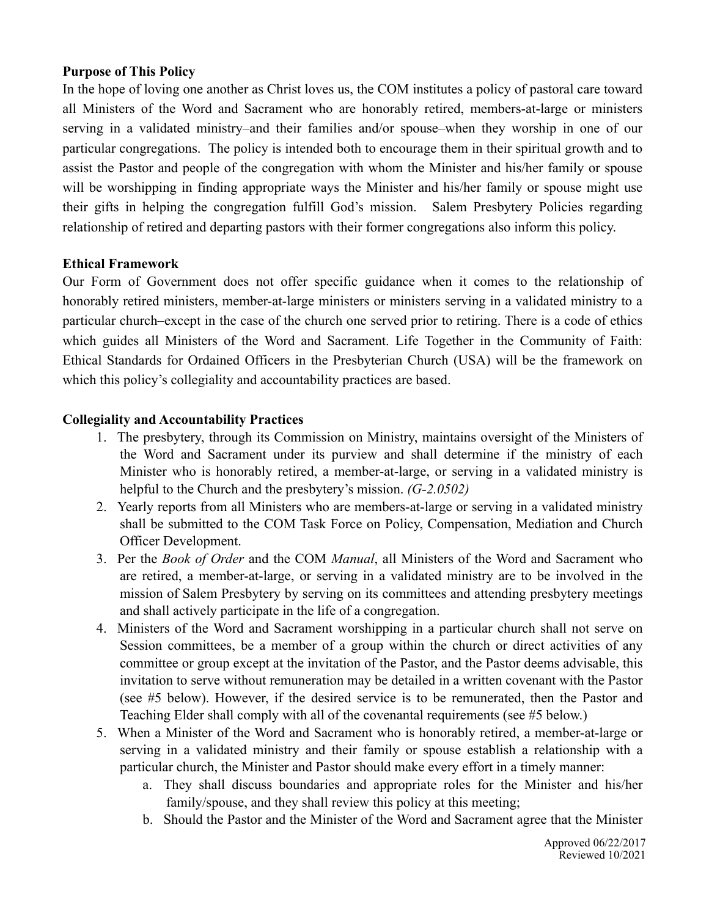**Purpose of This Policy**

In the hope of loving one another as Christ loves us, the COM institutes a policy of pastoral care toward all Ministers of the Word and Sacrament who are honorably retired, members-at-large or ministers serving in a validated ministry–and their families and/or spouse–when they worship in one of our particular congregations. The policy is intended both to encourage them in their spiritual growth and to assist the Pastor and people of the congregation with whom the Minister and his/her family or spouse will be worshipping in finding appropriate ways the Minister and his/her family or spouse might use their gifts in helping the congregation fulfill God's mission. Salem Presbytery Policies regarding relationship of retired and departing pastors with their former congregations also inform this policy.

**Ethical Framework**

Our Form of Government does not offer specific guidance when it comes to the relationship of honorably retired ministers, member-at-large ministers or ministers serving in a validated ministry to a particular church–except in the case of the church one served prior to retiring. There is a code of ethics which guides all Ministers of the Word and Sacrament. Life Together in the Community of Faith: Ethical Standards for Ordained Officers in the Presbyterian Church (USA) will be the framework on which this policy's collegiality and accountability practices are based.

**Collegiality and Accountability Practices**

1. The presbytery, through its Commission on Ministry, maintains oversight of the Ministers of the Word and Sacrament under its purview and shall determine if the ministry of each Minister who is honorably retired, a member-at-large, or serving in a validated ministry is helpful to the Church and the presbytery's mission. *(G-2.0502)*
2. Yearly reports from all Ministers who are members-at-large or serving in a validated ministry shall be submitted to the COM Task Force on Policy, Compensation, Mediation and Church Officer Development.
3. Per the *Book of Order* and the COM *Manual*, all Ministers of the Word and Sacrament who are retired, a member-at-large, or serving in a validated ministry are to be involved in the mission of Salem Presbytery by serving on its committees and attending presbytery meetings and shall actively participate in the life of a congregation.
4. Ministers of the Word and Sacrament worshipping in a particular church shall not serve on Session committees, be a member of a group within the church or direct activities of any committee or group except at the invitation of the Pastor, and the Pastor deems advisable, this invitation to serve without remuneration may be detailed in a written covenant with the Pastor (see #5 below). However, if the desired service is to be remunerated, then the Pastor and Teaching Elder shall comply with all of the covenantal requirements (see #5 below.)
5. When a Minister of the Word and Sacrament who is honorably retired, a member-at-large or serving in a validated ministry and their family or spouse establish a relationship with a particular church, the Minister and Pastor should make every effort in a timely manner:
   a. They shall discuss boundaries and appropriate roles for the Minister and his/her family/spouse, and they shall review this policy at this meeting;
   b. Should the Pastor and the Minister of the Word and Sacrament agree that the Minister

Approved 06/22/2017
Reviewed 10/2021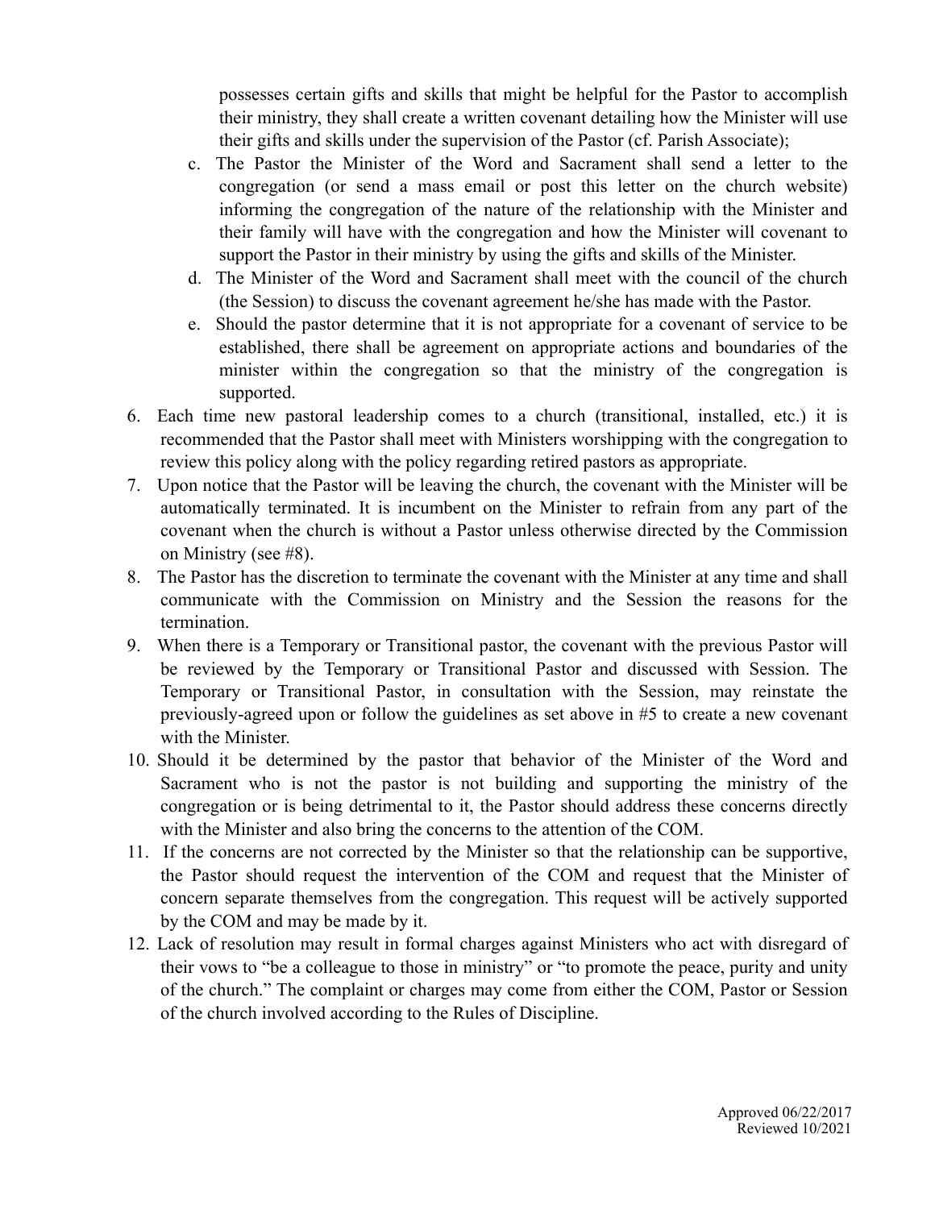possesses certain gifts and skills that might be helpful for the Pastor to accomplish their ministry, they shall create a written covenant detailing how the Minister will use their gifts and skills under the supervision of the Pastor (cf. Parish Associate);

   c. The Pastor the Minister of the Word and Sacrament shall send a letter to the congregation (or send a mass email or post this letter on the church website) informing the congregation of the nature of the relationship with the Minister and their family will have with the congregation and how the Minister will covenant to support the Pastor in their ministry by using the gifts and skills of the Minister.

   d. The Minister of the Word and Sacrament shall meet with the council of the church (the Session) to discuss the covenant agreement he/she has made with the Pastor.

   e. Should the pastor determine that it is not appropriate for a covenant of service to be established, there shall be agreement on appropriate actions and boundaries of the minister within the congregation so that the ministry of the congregation is supported.

6. Each time new pastoral leadership comes to a church (transitional, installed, etc.) it is recommended that the Pastor shall meet with Ministers worshipping with the congregation to review this policy along with the policy regarding retired pastors as appropriate.
7. Upon notice that the Pastor will be leaving the church, the covenant with the Minister will be automatically terminated. It is incumbent on the Minister to refrain from any part of the covenant when the church is without a Pastor unless otherwise directed by the Commission on Ministry (see #8).
8. The Pastor has the discretion to terminate the covenant with the Minister at any time and shall communicate with the Commission on Ministry and the Session the reasons for the termination.
9. When there is a Temporary or Transitional pastor, the covenant with the previous Pastor will be reviewed by the Temporary or Transitional Pastor and discussed with Session. The Temporary or Transitional Pastor, in consultation with the Session, may reinstate the previously-agreed upon or follow the guidelines as set above in #5 to create a new covenant with the Minister.
10. Should it be determined by the pastor that behavior of the Minister of the Word and Sacrament who is not the pastor is not building and supporting the ministry of the congregation or is being detrimental to it, the Pastor should address these concerns directly with the Minister and also bring the concerns to the attention of the COM.
11. If the concerns are not corrected by the Minister so that the relationship can be supportive, the Pastor should request the intervention of the COM and request that the Minister of concern separate themselves from the congregation. This request will be actively supported by the COM and may be made by it.
12. Lack of resolution may result in formal charges against Ministers who act with disregard of their vows to "be a colleague to those in ministry" or "to promote the peace, purity and unity of the church." The complaint or charges may come from either the COM, Pastor or Session of the church involved according to the Rules of Discipline.

Approved 06/22/2017
Reviewed 10/2021